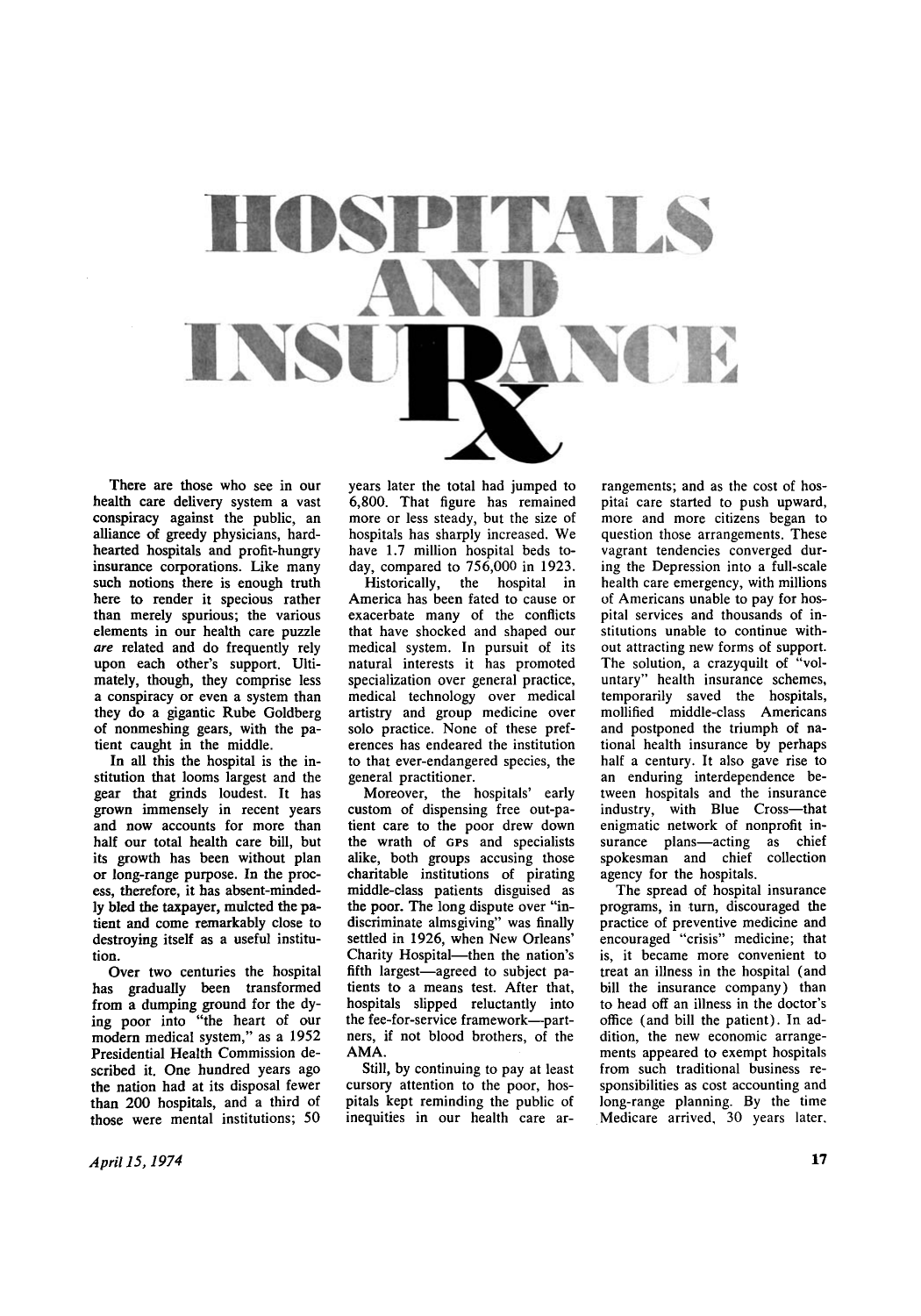# HOSPITALS AND INSURANCE Rx

There are those who see in our health care delivery system a vast conspiracy against the public, an alliance of greedy physicians, hard-hearted hospitals and profit-hungry insurance corporations. Like many such notions there is enough truth here to render it specious rather than merely spurious; the various elements in our health care puzzle *are* related and do frequently rely upon each other's support. Ultimately, though, they comprise less a conspiracy or even a system than they do a gigantic Rube Goldberg of nonmeshing gears, with the patient caught in the middle.

In all this the hospital is the institution that looms largest and the gear that grinds loudest. It has grown immensely in recent years and now accounts for more than half our total health care bill, but its growth has been without plan or long-range purpose. In the process, therefore, it has absent-mindedly bled the taxpayer, mulcted the patient and come remarkably close to destroying itself as a useful institution.

Over two centuries the hospital has gradually been transformed from a dumping ground for the dying poor into "the heart of our modern medical system," as a 1952 Presidential Health Commission described it. One hundred years ago the nation had at its disposal fewer than 200 hospitals, and a third of those were mental institutions; 50 years later the total had jumped to 6,800. That figure has remained more or less steady, but the size of hospitals has sharply increased. We have 1.7 million hospital beds today, compared to 756,000 in 1923.

Historically, the hospital in America has been fated to cause or exacerbate many of the conflicts that have shocked and shaped our medical system. In pursuit of its natural interests it has promoted specialization over general practice, medical technology over medical artistry and group medicine over solo practice. None of these preferences has endeared the institution to that ever-endangered species, the general practitioner.

Moreover, the hospitals' early custom of dispensing free out-patient care to the poor drew down the wrath of GPs and specialists alike, both groups accusing those charitable institutions of pirating middle-class patients disguised as the poor. The long dispute over "indiscriminate almsgiving" was finally settled in 1926, when New Orleans' Charity Hospital—then the nation's fifth largest—agreed to subject patients to a means test. After that, hospitals slipped reluctantly into the fee-for-service framework—partners, if not blood brothers, of the AMA.

Still, by continuing to pay at least cursory attention to the poor, hospitals kept reminding the public of inequities in our health care arrangements; and as the cost of hospital care started to push upward, more and more citizens began to question those arrangements. These vagrant tendencies converged during the Depression into a full-scale health care emergency, with millions of Americans unable to pay for hospital services and thousands of institutions unable to continue without attracting new forms of support. The solution, a crazyquilt of "voluntary" health insurance schemes, temporarily saved the hospitals, mollified middle-class Americans and postponed the triumph of national health insurance by perhaps half a century. It also gave rise to an enduring interdependence between hospitals and the insurance industry, with Blue Cross—that enigmatic network of nonprofit insurance plans—acting as chief spokesman and chief collection agency for the hospitals.

The spread of hospital insurance programs, in turn, discouraged the practice of preventive medicine and encouraged "crisis" medicine; that is, it became more convenient to treat an illness in the hospital (and bill the insurance company) than to head off an illness in the doctor's office (and bill the patient). In addition, the new economic arrangements appeared to exempt hospitals from such traditional business responsibilities as cost accounting and long-range planning. By the time Medicare arrived, 30 years later,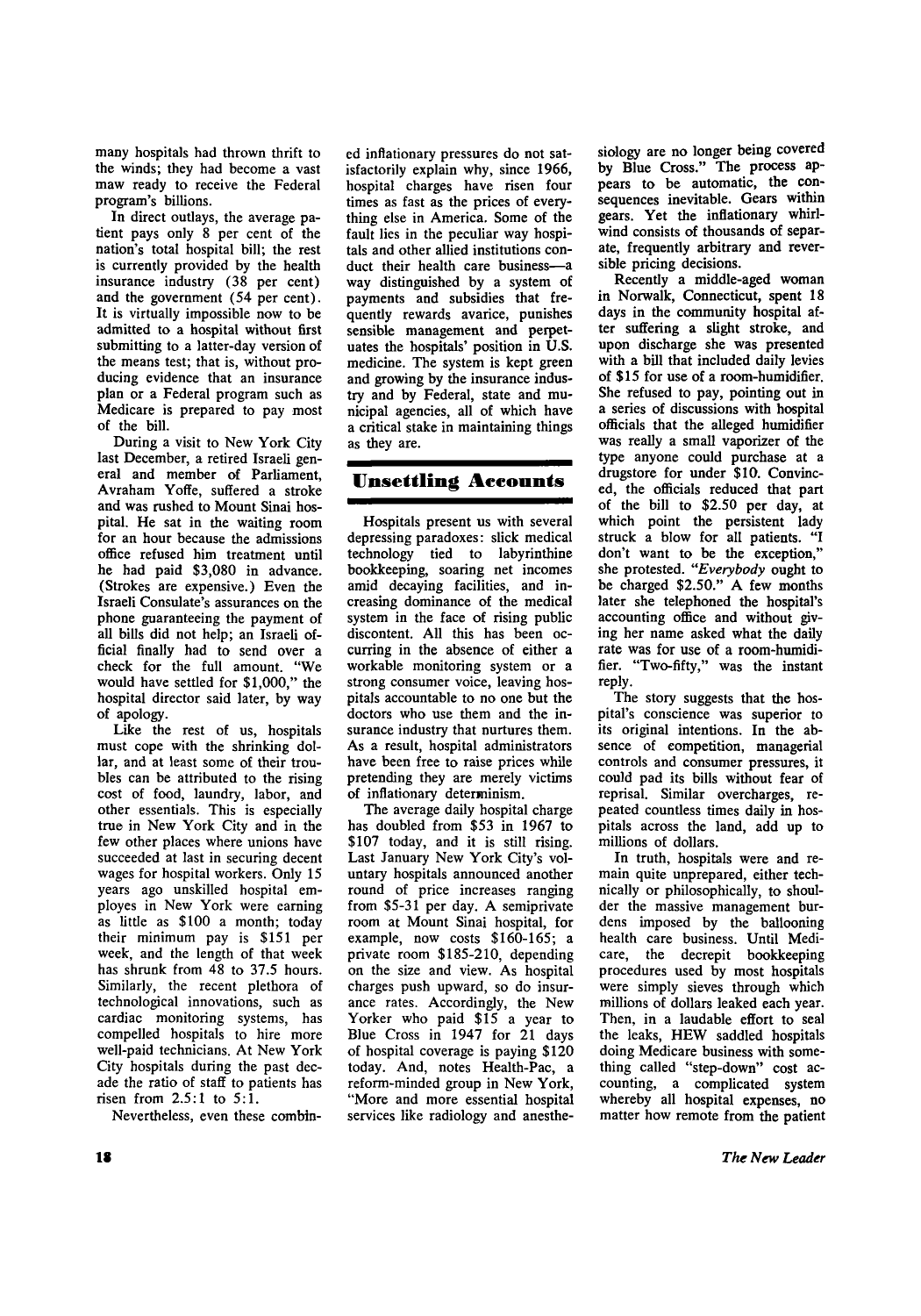many hospitals had thrown thrift to the winds; they had become a vast maw ready to receive the Federal program's billions.

In direct outlays, the average patient pays only 8 per cent of the nation's total hospital bill; the rest is currently provided by the health insurance industry (38 per cent) and the government (54 per cent). It is virtually impossible now to be admitted to a hospital without first submitting to a latter-day version of the means test; that is, without producing evidence that an insurance plan or a Federal program such as Medicare is prepared to pay most of the bill.

During a visit to New York City last December, a retired Israeli general and member of Parliament, Avraham Yoffe, suffered a stroke and was rushed to Mount Sinai hospital. He sat in the waiting room for an hour because the admissions office refused him treatment until he had paid $3,080 in advance. (Strokes are expensive.) Even the Israeli Consulate's assurances on the phone guaranteeing the payment of all bills did not help; an Israeli official finally had to send over a check for the full amount. "We would have settled for $1,000," the hospital director said later, by way of apology.

Like the rest of us, hospitals must cope with the shrinking dollar, and at least some of their troubles can be attributed to the rising cost of food, laundry, labor, and other essentials. This is especially true in New York City and in the few other places where unions have succeeded at last in securing decent wages for hospital workers. Only 15 years ago unskilled hospital employes in New York were earning as little as $100 a month; today their minimum pay is $151 per week, and the length of that week has shrunk from 48 to 37.5 hours. Similarly, the recent plethora of technological innovations, such as cardiac monitoring systems, has compelled hospitals to hire more well-paid technicians. At New York City hospitals during the past decade the ratio of staff to patients has risen from 2.5:1 to 5:1.

Nevertheless, even these combined inflationary pressures do not satisfactorily explain why, since 1966, hospital charges have risen four times as fast as the prices of everything else in America. Some of the fault lies in the peculiar way hospitals and other allied institutions conduct their health care business—a way distinguished by a system of payments and subsidies that frequently rewards avarice, punishes sensible management and perpetuates the hospitals' position in U.S. medicine. The system is kept green and growing by the insurance industry and by Federal, state and municipal agencies, all of which have a critical stake in maintaining things as they are.

## Unsettling Accounts

Hospitals present us with several depressing paradoxes: slick medical technology tied to labyrinthine bookkeeping, soaring net incomes amid decaying facilities, and increasing dominance of the medical system in the face of rising public discontent. All this has been occurring in the absence of either a workable monitoring system or a strong consumer voice, leaving hospitals accountable to no one but the doctors who use them and the insurance industry that nurtures them. As a result, hospital administrators have been free to raise prices while pretending they are merely victims of inflationary determinism.

The average daily hospital charge has doubled from $53 in 1967 to $107 today, and it is still rising. Last January New York City's voluntary hospitals announced another round of price increases ranging from $5-31 per day. A semiprivate room at Mount Sinai hospital, for example, now costs $160-165; a private room $185-210, depending on the size and view. As hospital charges push upward, so do insurance rates. Accordingly, the New Yorker who paid $15 a year to Blue Cross in 1947 for 21 days of hospital coverage is paying $120 today. And, notes Health-Pac, a reform-minded group in New York, "More and more essential hospital services like radiology and anesthesiology are no longer being covered by Blue Cross." The process appears to be automatic, the consequences inevitable. Gears within gears. Yet the inflationary whirlwind consists of thousands of separate, frequently arbitrary and reversible pricing decisions.

Recently a middle-aged woman in Norwalk, Connecticut, spent 18 days in the community hospital after suffering a slight stroke, and upon discharge she was presented with a bill that included daily levies of $15 for use of a room-humidifier. She refused to pay, pointing out in a series of discussions with hospital officials that the alleged humidifier was really a small vaporizer of the type anyone could purchase at a drugstore for under $10. Convinced, the officials reduced that part of the bill to $2.50 per day, at which point the persistent lady struck a blow for all patients. "I don't want to be the exception," she protested. "*Everybody* ought to be charged $2.50." A few months later she telephoned the hospital's accounting office and without giving her name asked what the daily rate was for use of a room-humidifier. "Two-fifty," was the instant reply.

The story suggests that the hospital's conscience was superior to its original intentions. In the absence of competition, managerial controls and consumer pressures, it could pad its bills without fear of reprisal. Similar overcharges, repeated countless times daily in hospitals across the land, add up to millions of dollars.

In truth, hospitals were and remain quite unprepared, either technically or philosophically, to shoulder the massive management burdens imposed by the ballooning health care business. Until Medicare, the decrepit bookkeeping procedures used by most hospitals were simply sieves through which millions of dollars leaked each year. Then, in a laudable effort to seal the leaks, HEW saddled hospitals doing Medicare business with something called "step-down" cost accounting, a complicated system whereby all hospital expenses, no matter how remote from the patient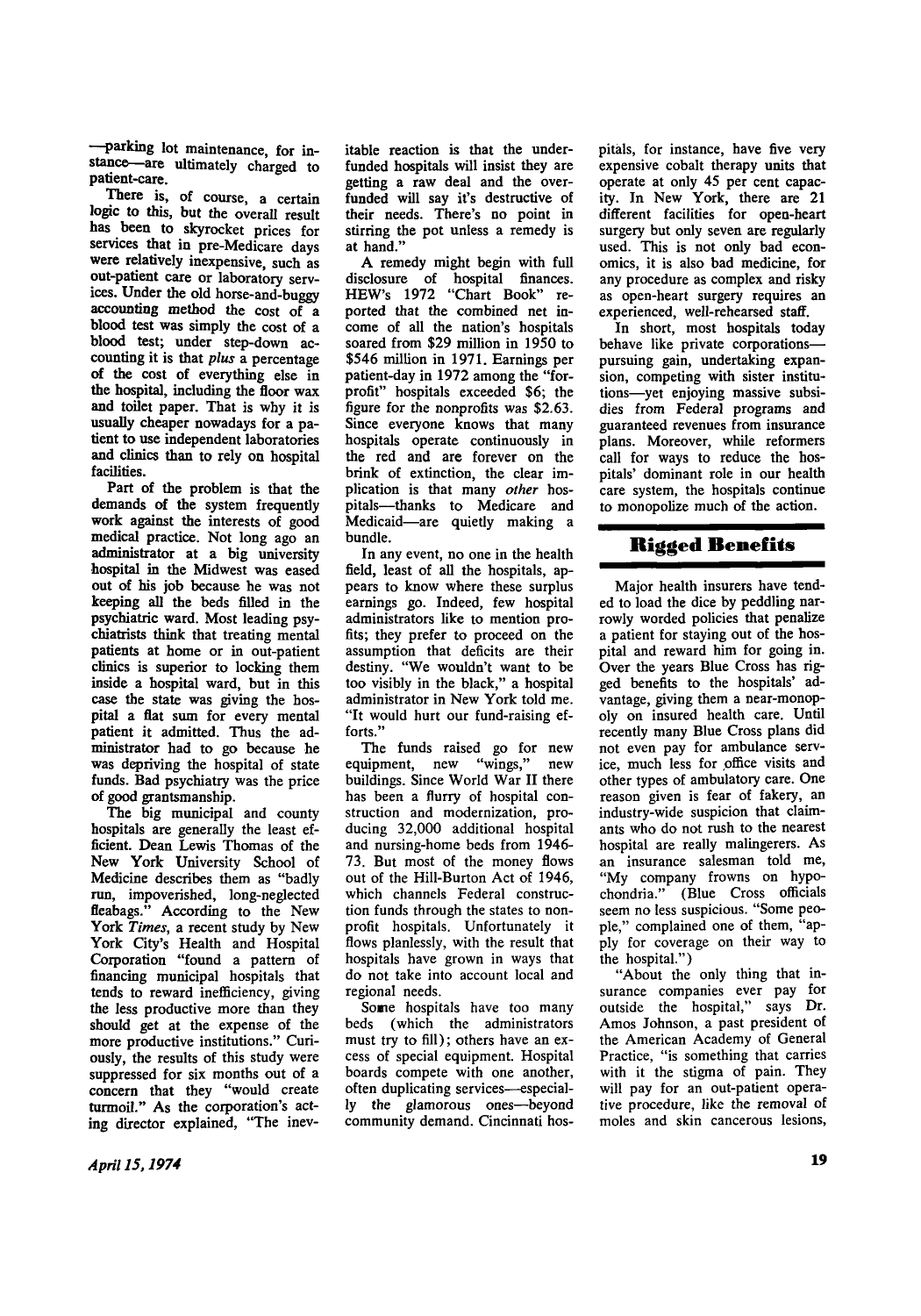—parking lot maintenance, for instance—are ultimately charged to patient-care.

There is, of course, a certain logic to this, but the overall result has been to skyrocket prices for services that in pre-Medicare days were relatively inexpensive, such as out-patient care or laboratory services. Under the old horse-and-buggy accounting method the cost of a blood test was simply the cost of a blood test; under step-down accounting it is that *plus* a percentage of the cost of everything else in the hospital, including the floor wax and toilet paper. That is why it is usually cheaper nowadays for a patient to use independent laboratories and clinics than to rely on hospital facilities.

Part of the problem is that the demands of the system frequently work against the interests of good medical practice. Not long ago an administrator at a big university hospital in the Midwest was eased out of his job because he was not keeping all the beds filled in the psychiatric ward. Most leading psychiatrists think that treating mental patients at home or in out-patient clinics is superior to locking them inside a hospital ward, but in this case the state was giving the hospital a flat sum for every mental patient it admitted. Thus the administrator had to go because he was depriving the hospital of state funds. Bad psychiatry was the price of good grantsmanship.

The big municipal and county hospitals are generally the least efficient. Dean Lewis Thomas of the New York University School of Medicine describes them as "badly run, impoverished, long-neglected fleabags." According to the New York *Times*, a recent study by New York City's Health and Hospital Corporation "found a pattern of financing municipal hospitals that tends to reward inefficiency, giving the less productive more than they should get at the expense of the more productive institutions." Curiously, the results of this study were suppressed for six months out of a concern that they "would create turmoil." As the corporation's acting director explained, "The inevitable reaction is that the underfunded hospitals will insist they are getting a raw deal and the overfunded will say it's destructive of their needs. There's no point in stirring the pot unless a remedy is at hand."

A remedy might begin with full disclosure of hospital finances. HEW's 1972 "Chart Book" reported that the combined net income of all the nation's hospitals soared from $29 million in 1950 to $546 million in 1971. Earnings per patient-day in 1972 among the "for-profit" hospitals exceeded $6; the figure for the nonprofits was $2.63. Since everyone knows that many hospitals operate continuously in the red and are forever on the brink of extinction, the clear implication is that many *other* hospitals—thanks to Medicare and Medicaid—are quietly making a bundle.

In any event, no one in the health field, least of all the hospitals, appears to know where these surplus earnings go. Indeed, few hospital administrators like to mention profits; they prefer to proceed on the assumption that deficits are their destiny. "We wouldn't want to be too visibly in the black," a hospital administrator in New York told me. "It would hurt our fund-raising efforts."

The funds raised go for new equipment, new "wings," new buildings. Since World War II there has been a flurry of hospital construction and modernization, producing 32,000 additional hospital and nursing-home beds from 1946-73. But most of the money flows out of the Hill-Burton Act of 1946, which channels Federal construction funds through the states to nonprofit hospitals. Unfortunately it flows planlessly, with the result that hospitals have grown in ways that do not take into account local and regional needs.

Some hospitals have too many beds (which the administrators must try to fill); others have an excess of special equipment. Hospital boards compete with one another, often duplicating services—especially the glamorous ones—beyond community demand. Cincinnati hospitals, for instance, have five very expensive cobalt therapy units that operate at only 45 per cent capacity. In New York, there are 21 different facilities for open-heart surgery but only seven are regularly used. This is not only bad economics, it is also bad medicine, for any procedure as complex and risky as open-heart surgery requires an experienced, well-rehearsed staff.

In short, most hospitals today behave like private corporations—pursuing gain, undertaking expansion, competing with sister institutions—yet enjoying massive subsidies from Federal programs and guaranteed revenues from insurance plans. Moreover, while reformers call for ways to reduce the hospitals' dominant role in our health care system, the hospitals continue to monopolize much of the action.

## Rigged Benefits

Major health insurers have tended to load the dice by peddling narrowly worded policies that penalize a patient for staying out of the hospital and reward him for going in. Over the years Blue Cross has rigged benefits to the hospitals' advantage, giving them a near-monopoly on insured health care. Until recently many Blue Cross plans did not even pay for ambulance service, much less for office visits and other types of ambulatory care. One reason given is fear of fakery, an industry-wide suspicion that claimants who do not rush to the nearest hospital are really malingerers. As an insurance salesman told me, "My company frowns on hypochondria." (Blue Cross officials seem no less suspicious. "Some people," complained one of them, "apply for coverage on their way to the hospital.")

"About the only thing that insurance companies ever pay for outside the hospital," says Dr. Amos Johnson, a past president of the American Academy of General Practice, "is something that carries with it the stigma of pain. They will pay for an out-patient operative procedure, like the removal of moles and skin cancerous lesions,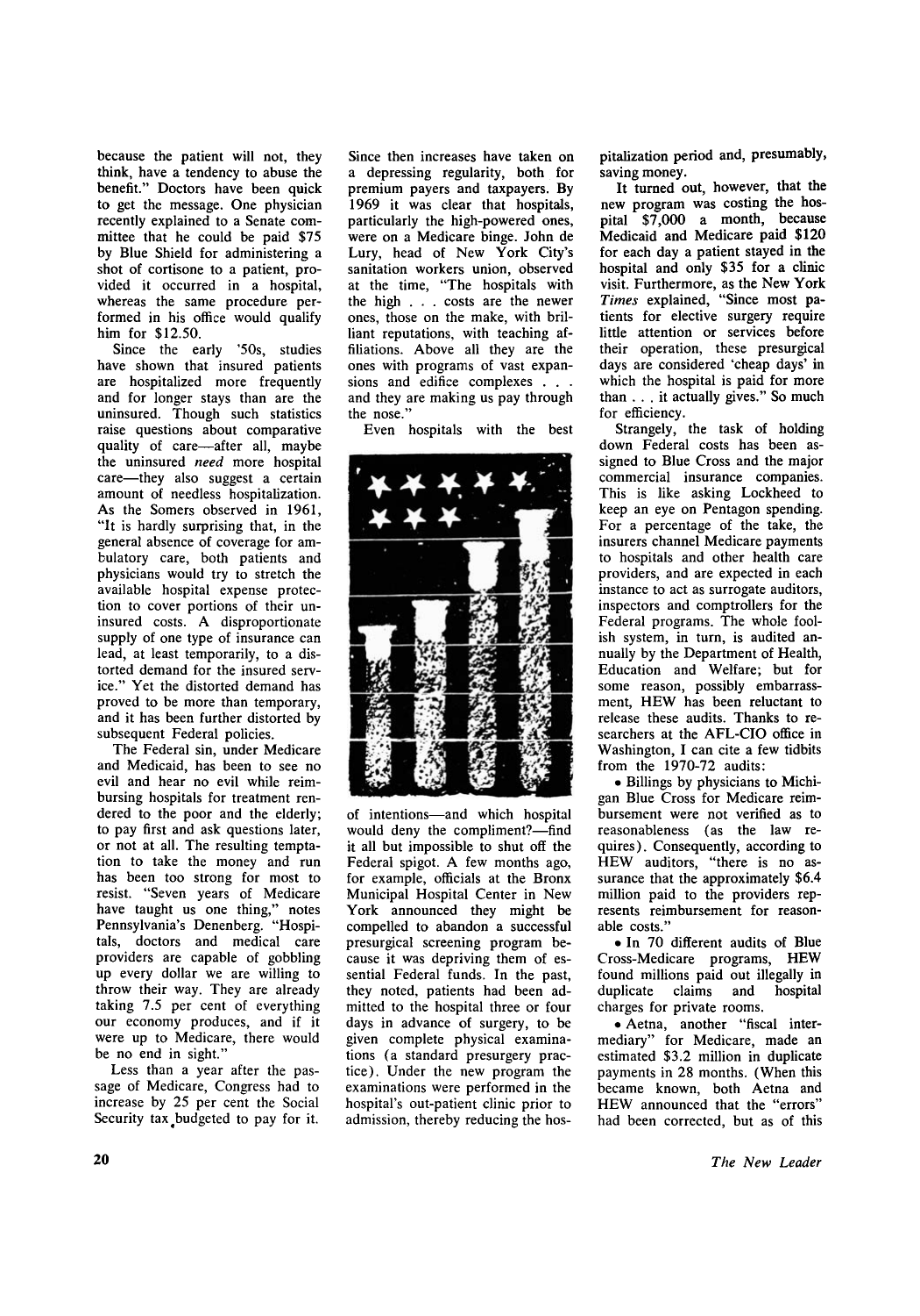because the patient will not, they think, have a tendency to abuse the benefit." Doctors have been quick to get the message. One physician recently explained to a Senate committee that he could be paid $75 by Blue Shield for administering a shot of cortisone to a patient, provided it occurred in a hospital, whereas the same procedure performed in his office would qualify him for $12.50.

Since the early '50s, studies have shown that insured patients are hospitalized more frequently and for longer stays than are the uninsured. Though such statistics raise questions about comparative quality of care—after all, maybe the uninsured *need* more hospital care—they also suggest a certain amount of needless hospitalization. As the Somers observed in 1961, "It is hardly surprising that, in the general absence of coverage for ambulatory care, both patients and physicians would try to stretch the available hospital expense protection to cover portions of their uninsured costs. A disproportionate supply of one type of insurance can lead, at least temporarily, to a distorted demand for the insured service." Yet the distorted demand has proved to be more than temporary, and it has been further distorted by subsequent Federal policies.

The Federal sin, under Medicare and Medicaid, has been to see no evil and hear no evil while reimbursing hospitals for treatment rendered to the poor and the elderly; to pay first and ask questions later, or not at all. The resulting temptation to take the money and run has been too strong for most to resist. "Seven years of Medicare have taught us one thing," notes Pennsylvania's Denenberg. "Hospitals, doctors and medical care providers are capable of gobbling up every dollar we are willing to throw their way. They are already taking 7.5 per cent of everything our economy produces, and if it were up to Medicare, there would be no end in sight."

Less than a year after the passage of Medicare, Congress had to increase by 25 per cent the Social Security tax budgeted to pay for it. Since then increases have taken on a depressing regularity, both for premium payers and taxpayers. By 1969 it was clear that hospitals, particularly the high-powered ones, were on a Medicare binge. John de Lury, head of New York City's sanitation workers union, observed at the time, "The hospitals with the high . . . costs are the newer ones, those on the make, with brilliant reputations, with teaching affiliations. Above all they are the ones with programs of vast expansions and edifice complexes . . . and they are making us pay through the nose."

Even hospitals with the best of intentions—and which hospital would deny the compliment?—find it all but impossible to shut off the Federal spigot. A few months ago, for example, officials at the Bronx Municipal Hospital Center in New York announced they might be compelled to abandon a successful presurgical screening program because it was depriving them of essential Federal funds. In the past, they noted, patients had been admitted to the hospital three or four days in advance of surgery, to be given complete physical examinations (a standard presurgery practice). Under the new program the examinations were performed in the hospital's out-patient clinic prior to admission, thereby reducing the hospitalization period and, presumably, saving money.

It turned out, however, that the new program was costing the hospital $7,000 a month, because Medicaid and Medicare paid $120 for each day a patient stayed in the hospital and only $35 for a clinic visit. Furthermore, as the New York *Times* explained, "Since most patients for elective surgery require little attention or services before their operation, these presurgical days are considered 'cheap days' in which the hospital is paid for more than . . . it actually gives." So much for efficiency.

Strangely, the task of holding down Federal costs has been assigned to Blue Cross and the major commercial insurance companies. This is like asking Lockheed to keep an eye on Pentagon spending. For a percentage of the take, the insurers channel Medicare payments to hospitals and other health care providers, and are expected in each instance to act as surrogate auditors, inspectors and comptrollers for the Federal programs. The whole foolish system, in turn, is audited annually by the Department of Health, Education and Welfare; but for some reason, possibly embarrassment, HEW has been reluctant to release these audits. Thanks to researchers at the AFL-CIO office in Washington, I can cite a few tidbits from the 1970-72 audits:

- Billings by physicians to Michigan Blue Cross for Medicare reimbursement were not verified as to reasonableness (as the law requires). Consequently, according to HEW auditors, "there is no assurance that the approximately $6.4 million paid to the providers represents reimbursement for reasonable costs."
- In 70 different audits of Blue Cross-Medicare programs, HEW found millions paid out illegally in duplicate claims and hospital charges for private rooms.
- Aetna, another "fiscal intermediary" for Medicare, made an estimated $3.2 million in duplicate payments in 28 months. (When this became known, both Aetna and HEW announced that the "errors" had been corrected, but as of this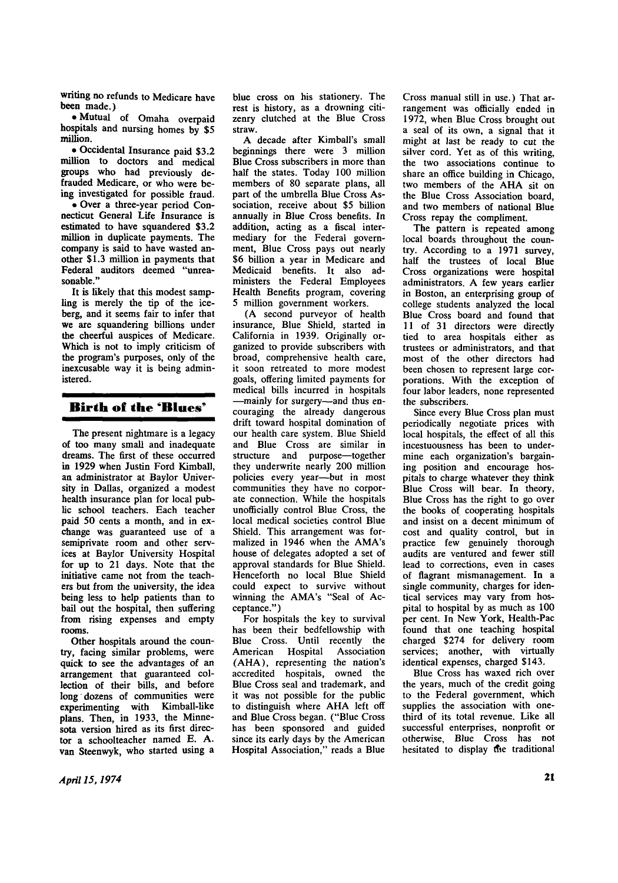writing no refunds to Medicare have been made.)

- Mutual of Omaha overpaid hospitals and nursing homes by $5 million.
- Occidental Insurance paid $3.2 million to doctors and medical groups who had previously defrauded Medicare, or who were being investigated for possible fraud.
- Over a three-year period Connecticut General Life Insurance is estimated to have squandered $3.2 million in duplicate payments. The company is said to have wasted another $1.3 million in payments that Federal auditors deemed "unreasonable."

It is likely that this modest sampling is merely the tip of the iceberg, and it seems fair to infer that we are squandering billions under the cheerful auspices of Medicare. Which is not to imply criticism of the program's purposes, only of the inexcusable way it is being administered.

## Birth of the 'Blues'

The present nightmare is a legacy of too many small and inadequate dreams. The first of these occurred in 1929 when Justin Ford Kimball, an administrator at Baylor University in Dallas, organized a modest health insurance plan for local public school teachers. Each teacher paid 50 cents a month, and in exchange was guaranteed use of a semiprivate room and other services at Baylor University Hospital for up to 21 days. Note that the initiative came not from the teachers but from the university, the idea being less to help patients than to bail out the hospital, then suffering from rising expenses and empty rooms.

Other hospitals around the country, facing similar problems, were quick to see the advantages of an arrangement that guaranteed collection of their bills, and before long dozens of communities were experimenting with Kimball-like plans. Then, in 1933, the Minnesota version hired as its first director a schoolteacher named E. A. van Steenwyk, who started using a blue cross on his stationery. The rest is history, as a drowning citizenry clutched at the Blue Cross straw.

A decade after Kimball's small beginnings there were 3 million Blue Cross subscribers in more than half the states. Today 100 million members of 80 separate plans, all part of the umbrella Blue Cross Association, receive about $5 billion annually in Blue Cross benefits. In addition, acting as a fiscal intermediary for the Federal government, Blue Cross pays out nearly $6 billion a year in Medicare and Medicaid benefits. It also administers the Federal Employees Health Benefits program, covering 5 million government workers.

(A second purveyor of health insurance, Blue Shield, started in California in 1939. Originally organized to provide subscribers with broad, comprehensive health care, it soon retreated to more modest goals, offering limited payments for medical bills incurred in hospitals —mainly for surgery—and thus encouraging the already dangerous drift toward hospital domination of our health care system. Blue Shield and Blue Cross are similar in structure and purpose—together they underwrite nearly 200 million policies every year—but in most communities they have no corporate connection. While the hospitals unofficially control Blue Cross, the local medical societies control Blue Shield. This arrangement was formalized in 1946 when the AMA's house of delegates adopted a set of approval standards for Blue Shield. Henceforth no local Blue Shield could expect to survive without winning the AMA's "Seal of Acceptance.")

For hospitals the key to survival has been their bedfellowship with Blue Cross. Until recently the American Hospital Association (AHA), representing the nation's accredited hospitals, owned the Blue Cross seal and trademark, and it was not possible for the public to distinguish where AHA left off and Blue Cross began. ("Blue Cross has been sponsored and guided since its early days by the American Hospital Association," reads a Blue Cross manual still in use.) That arrangement was officially ended in 1972, when Blue Cross brought out a seal of its own, a signal that it might at last be ready to cut the silver cord. Yet as of this writing, the two associations continue to share an office building in Chicago, two members of the AHA sit on the Blue Cross Association board, and two members of national Blue Cross repay the compliment.

The pattern is repeated among local boards throughout the country. According to a 1971 survey, half the trustees of local Blue Cross organizations were hospital administrators. A few years earlier in Boston, an enterprising group of college students analyzed the local Blue Cross board and found that 11 of 31 directors were directly tied to area hospitals either as trustees or administrators, and that most of the other directors had been chosen to represent large corporations. With the exception of four labor leaders, none represented the subscribers.

Since every Blue Cross plan must periodically negotiate prices with local hospitals, the effect of all this incestuousness has been to undermine each organization's bargaining position and encourage hospitals to charge whatever they think Blue Cross will bear. In theory, Blue Cross has the right to go over the books of cooperating hospitals and insist on a decent minimum of cost and quality control, but in practice few genuinely thorough audits are ventured and fewer still lead to corrections, even in cases of flagrant mismanagement. In a single community, charges for identical services may vary from hospital to hospital by as much as 100 per cent. In New York, Health-Pac found that one teaching hospital charged $274 for delivery room services; another, with virtually identical expenses, charged $143.

Blue Cross has waxed rich over the years, much of the credit going to the Federal government, which supplies the association with one-third of its total revenue. Like all successful enterprises, nonprofit or otherwise, Blue Cross has not hesitated to display the traditional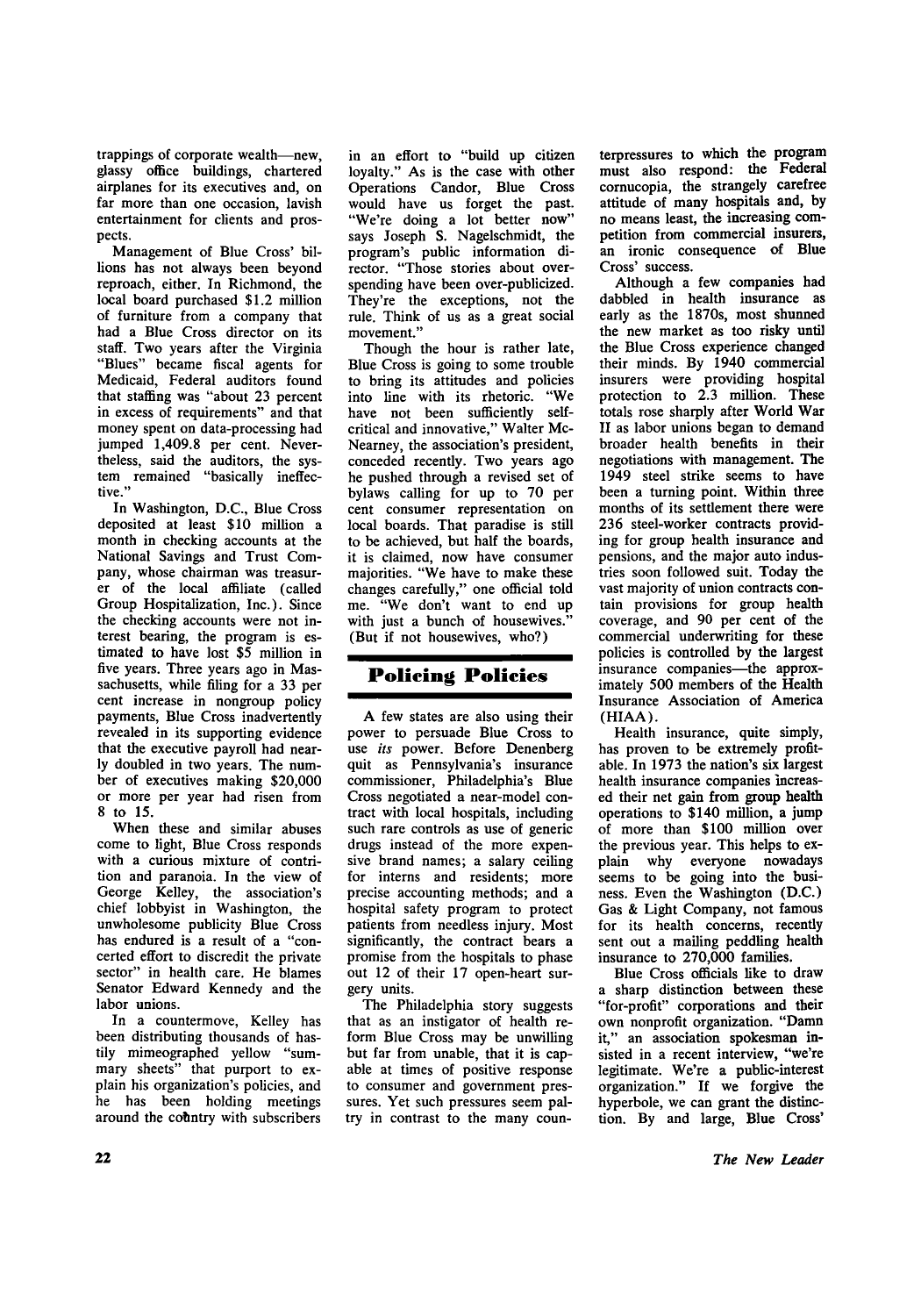trappings of corporate wealth—new, glassy office buildings, chartered airplanes for its executives and, on far more than one occasion, lavish entertainment for clients and prospects.

Management of Blue Cross' billions has not always been beyond reproach, either. In Richmond, the local board purchased $1.2 million of furniture from a company that had a Blue Cross director on its staff. Two years after the Virginia "Blues" became fiscal agents for Medicaid, Federal auditors found that staffing was "about 23 percent in excess of requirements" and that money spent on data-processing had jumped 1,409.8 per cent. Nevertheless, said the auditors, the system remained "basically ineffective."

In Washington, D.C., Blue Cross deposited at least $10 million a month in checking accounts at the National Savings and Trust Company, whose chairman was treasurer of the local affiliate (called Group Hospitalization, Inc.). Since the checking accounts were not interest bearing, the program is estimated to have lost $5 million in five years. Three years ago in Massachusetts, while filing for a 33 per cent increase in nongroup policy payments, Blue Cross inadvertently revealed in its supporting evidence that the executive payroll had nearly doubled in two years. The number of executives making $20,000 or more per year had risen from 8 to 15.

When these and similar abuses come to light, Blue Cross responds with a curious mixture of contrition and paranoia. In the view of George Kelley, the association's chief lobbyist in Washington, the unwholesome publicity Blue Cross has endured is a result of a "concerted effort to discredit the private sector" in health care. He blames Senator Edward Kennedy and the labor unions.

In a countermove, Kelley has been distributing thousands of hastily mimeographed yellow "summary sheets" that purport to explain his organization's policies, and he has been holding meetings around the country with subscribers in an effort to "build up citizen loyalty." As is the case with other Operations Candor, Blue Cross would have us forget the past. "We're doing a lot better now" says Joseph S. Nagelschmidt, the program's public information director. "Those stories about overspending have been over-publicized. They're the exceptions, not the rule. Think of us as a great social movement."

Though the hour is rather late, Blue Cross is going to some trouble to bring its attitudes and policies into line with its rhetoric. "We have not been sufficiently self-critical and innovative," Walter McNearney, the association's president, conceded recently. Two years ago he pushed through a revised set of bylaws calling for up to 70 per cent consumer representation on local boards. That paradise is still to be achieved, but half the boards, it is claimed, now have consumer majorities. "We have to make these changes carefully," one official told me. "We don't want to end up with just a bunch of housewives." (But if not housewives, who?)

## Policing Policies

A few states are also using their power to persuade Blue Cross to use *its* power. Before Denenberg quit as Pennsylvania's insurance commissioner, Philadelphia's Blue Cross negotiated a near-model contract with local hospitals, including such rare controls as use of generic drugs instead of the more expensive brand names; a salary ceiling for interns and residents; more precise accounting methods; and a hospital safety program to protect patients from needless injury. Most significantly, the contract bears a promise from the hospitals to phase out 12 of their 17 open-heart surgery units.

The Philadelphia story suggests that as an instigator of health reform Blue Cross may be unwilling but far from unable, that it is capable at times of positive response to consumer and government pressures. Yet such pressures seem paltry in contrast to the many counterpressures to which the program must also respond: the Federal cornucopia, the strangely carefree attitude of many hospitals and, by no means least, the increasing competition from commercial insurers, an ironic consequence of Blue Cross' success.

Although a few companies had dabbled in health insurance as early as the 1870s, most shunned the new market as too risky until the Blue Cross experience changed their minds. By 1940 commercial insurers were providing hospital protection to 2.3 million. These totals rose sharply after World War II as labor unions began to demand broader health benefits in their negotiations with management. The 1949 steel strike seems to have been a turning point. Within three months of its settlement there were 236 steel-worker contracts providing for group health insurance and pensions, and the major auto industries soon followed suit. Today the vast majority of union contracts contain provisions for group health coverage, and 90 per cent of the commercial underwriting for these policies is controlled by the largest insurance companies—the approximately 500 members of the Health Insurance Association of America (HIAA).

Health insurance, quite simply, has proven to be extremely profitable. In 1973 the nation's six largest health insurance companies increased their net gain from group health operations to $140 million, a jump of more than $100 million over the previous year. This helps to explain why everyone nowadays seems to be going into the business. Even the Washington (D.C.) Gas & Light Company, not famous for its health concerns, recently sent out a mailing peddling health insurance to 270,000 families.

Blue Cross officials like to draw a sharp distinction between these "for-profit" corporations and their own nonprofit organization. "Damn it," an association spokesman insisted in a recent interview, "we're legitimate. We're a public-interest organization." If we forgive the hyperbole, we can grant the distinction. By and large, Blue Cross'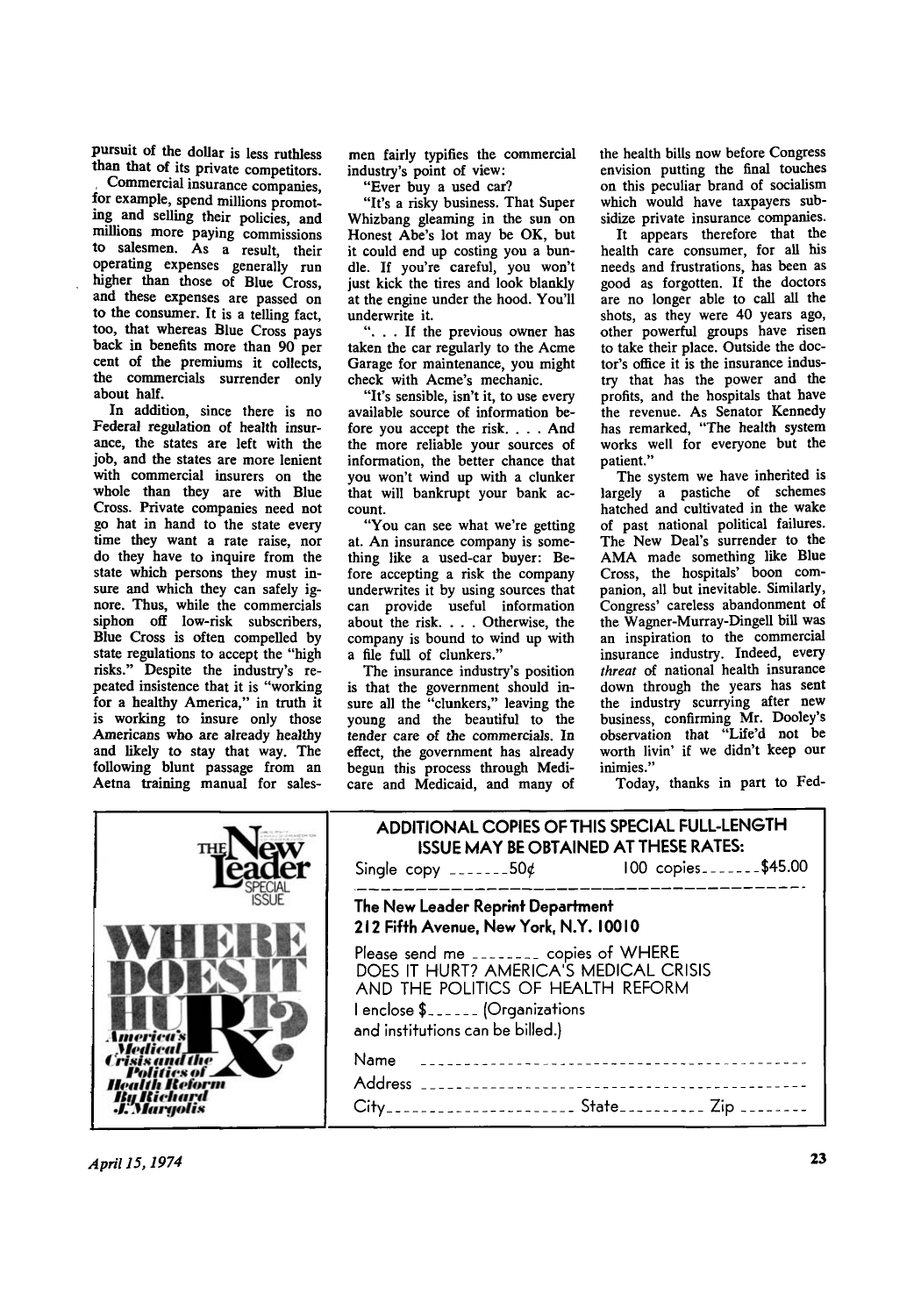pursuit of the dollar is less ruthless than that of its private competitors.

Commercial insurance companies, for example, spend millions promoting and selling their policies, and millions more paying commissions to salesmen. As a result, their operating expenses generally run higher than those of Blue Cross, and these expenses are passed on to the consumer. It is a telling fact, too, that whereas Blue Cross pays back in benefits more than 90 per cent of the premiums it collects, the commercials surrender only about half.

In addition, since there is no Federal regulation of health insurance, the states are left with the job, and the states are more lenient with commercial insurers on the whole than they are with Blue Cross. Private companies need not go hat in hand to the state every time they want a rate raise, nor do they have to inquire from the state which persons they must insure and which they can safely ignore. Thus, while the commercials siphon off low-risk subscribers, Blue Cross is often compelled by state regulations to accept the "high risks." Despite the industry's repeated insistence that it is "working for a healthy America," in truth it is working to insure only those Americans who are already healthy and likely to stay that way. The following blunt passage from an Aetna training manual for salesmen fairly typifies the commercial industry's point of view:

"Ever buy a used car?

"It's a risky business. That Super Whizbang gleaming in the sun on Honest Abe's lot may be OK, but it could end up costing you a bundle. If you're careful, you won't just kick the tires and look blankly at the engine under the hood. You'll underwrite it.

". . . If the previous owner has taken the car regularly to the Acme Garage for maintenance, you might check with Acme's mechanic.

"It's sensible, isn't it, to use every available source of information before you accept the risk. . . . And the more reliable your sources of information, the better chance that you won't wind up with a clunker that will bankrupt your bank account.

"You can see what we're getting at. An insurance company is something like a used-car buyer: Before accepting a risk the company underwrites it by using sources that can provide useful information about the risk. . . . Otherwise, the company is bound to wind up with a file full of clunkers."

The insurance industry's position is that the government should insure all the "clunkers," leaving the young and the beautiful to the tender care of the commercials. In effect, the government has already begun this process through Medicare and Medicaid, and many of the health bills now before Congress envision putting the final touches on this peculiar brand of socialism which would have taxpayers subsidize private insurance companies.

It appears therefore that the health care consumer, for all his needs and frustrations, has been as good as forgotten. If the doctors are no longer able to call all the shots, as they were 40 years ago, other powerful groups have risen to take their place. Outside the doctor's office it is the insurance industry that has the power and the profits, and the hospitals that have the revenue. As Senator Kennedy has remarked, "The health system works well for everyone but the patient."

The system we have inherited is largely a pastiche of schemes hatched and cultivated in the wake of past national political failures. The New Deal's surrender to the AMA made something like Blue Cross, the hospitals' boon companion, all but inevitable. Similarly, Congress' careless abandonment of the Wagner-Murray-Dingell bill was an inspiration to the commercial insurance industry. Indeed, every *threat* of national health insurance down through the years has sent the industry scurrying after new business, confirming Mr. Dooley's observation that "Life'd not be worth livin' if we didn't keep our inimies."

Today, thanks in part to Fed-

---

THE New Leader SPECIAL ISSUE

WHERE DOES IT HURT? America's Medical Crisis and the Politics of Health Reform By Richard J. Margolis

**ADDITIONAL COPIES OF THIS SPECIAL FULL-LENGTH ISSUE MAY BE OBTAINED AT THESE RATES:**

Single copy ........50¢ &nbsp;&nbsp;&nbsp;&nbsp; 100 copies........$45.00

**The New Leader Reprint Department**
**212 Fifth Avenue, New York, N.Y. 10010**

Please send me ________ copies of WHERE DOES IT HURT? AMERICA'S MEDICAL CRISIS AND THE POLITICS OF HEALTH REFORM

I enclose $______ (Organizations and institutions can be billed.)

Name ______________________________

Address ______________________________

City____________________ State__________ Zip ________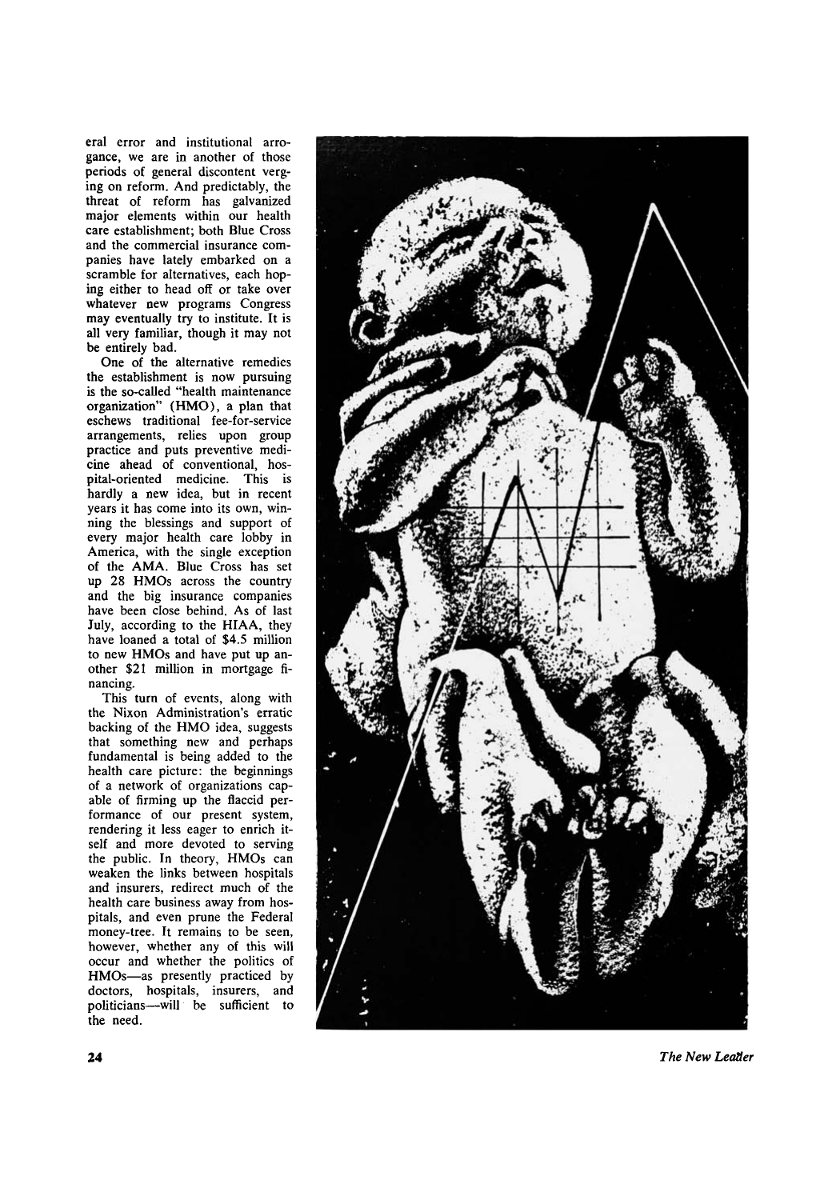eral error and institutional arrogance, we are in another of those periods of general discontent verging on reform. And predictably, the threat of reform has galvanized major elements within our health care establishment; both Blue Cross and the commercial insurance companies have lately embarked on a scramble for alternatives, each hoping either to head off or take over whatever new programs Congress may eventually try to institute. It is all very familiar, though it may not be entirely bad.

One of the alternative remedies the establishment is now pursuing is the so-called "health maintenance organization" (HMO), a plan that eschews traditional fee-for-service arrangements, relies upon group practice and puts preventive medicine ahead of conventional, hospital-oriented medicine. This is hardly a new idea, but in recent years it has come into its own, winning the blessings and support of every major health care lobby in America, with the single exception of the AMA. Blue Cross has set up 28 HMOs across the country and the big insurance companies have been close behind. As of last July, according to the HIAA, they have loaned a total of $4.5 million to new HMOs and have put up another $21 million in mortgage financing.

This turn of events, along with the Nixon Administration's erratic backing of the HMO idea, suggests that something new and perhaps fundamental is being added to the health care picture: the beginnings of a network of organizations capable of firming up the flaccid performance of our present system, rendering it less eager to enrich itself and more devoted to serving the public. In theory, HMOs can weaken the links between hospitals and insurers, redirect much of the health care business away from hospitals, and even prune the Federal money-tree. It remains to be seen, however, whether any of this will occur and whether the politics of HMOs—as presently practiced by doctors, hospitals, insurers, and politicians—will be sufficient to the need.